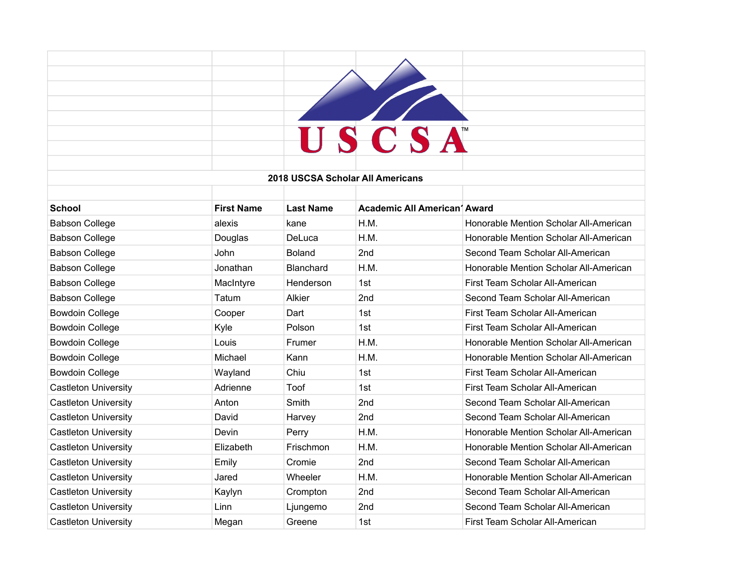USCSA™

## 2018 USCSA Scholar All Americans

| School | First Name | Last Name | Academic All American' | Award |
|---|---|---|---|---|
| Babson College | alexis | kane | H.M. | Honorable Mention Scholar All-American |
| Babson College | Douglas | DeLuca | H.M. | Honorable Mention Scholar All-American |
| Babson College | John | Boland | 2nd | Second Team Scholar All-American |
| Babson College | Jonathan | Blanchard | H.M. | Honorable Mention Scholar All-American |
| Babson College | MacIntyre | Henderson | 1st | First Team Scholar All-American |
| Babson College | Tatum | Alkier | 2nd | Second Team Scholar All-American |
| Bowdoin College | Cooper | Dart | 1st | First Team Scholar All-American |
| Bowdoin College | Kyle | Polson | 1st | First Team Scholar All-American |
| Bowdoin College | Louis | Frumer | H.M. | Honorable Mention Scholar All-American |
| Bowdoin College | Michael | Kann | H.M. | Honorable Mention Scholar All-American |
| Bowdoin College | Wayland | Chiu | 1st | First Team Scholar All-American |
| Castleton University | Adrienne | Toof | 1st | First Team Scholar All-American |
| Castleton University | Anton | Smith | 2nd | Second Team Scholar All-American |
| Castleton University | David | Harvey | 2nd | Second Team Scholar All-American |
| Castleton University | Devin | Perry | H.M. | Honorable Mention Scholar All-American |
| Castleton University | Elizabeth | Frischmon | H.M. | Honorable Mention Scholar All-American |
| Castleton University | Emily | Cromie | 2nd | Second Team Scholar All-American |
| Castleton University | Jared | Wheeler | H.M. | Honorable Mention Scholar All-American |
| Castleton University | Kaylyn | Crompton | 2nd | Second Team Scholar All-American |
| Castleton University | Linn | Ljungemo | 2nd | Second Team Scholar All-American |
| Castleton University | Megan | Greene | 1st | First Team Scholar All-American |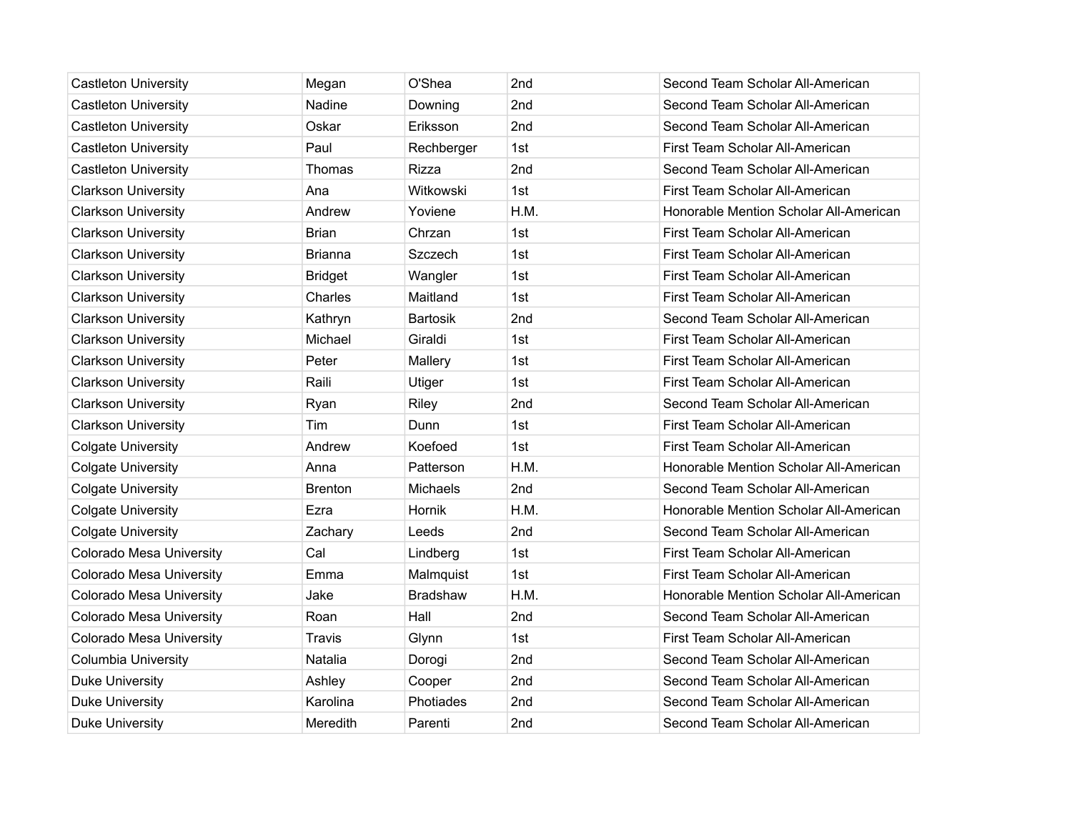| | | | | |
|---|---|---|---|---|
| Castleton University | Megan | O'Shea | 2nd | Second Team Scholar All-American |
| Castleton University | Nadine | Downing | 2nd | Second Team Scholar All-American |
| Castleton University | Oskar | Eriksson | 2nd | Second Team Scholar All-American |
| Castleton University | Paul | Rechberger | 1st | First Team Scholar All-American |
| Castleton University | Thomas | Rizza | 2nd | Second Team Scholar All-American |
| Clarkson University | Ana | Witkowski | 1st | First Team Scholar All-American |
| Clarkson University | Andrew | Yoviene | H.M. | Honorable Mention Scholar All-American |
| Clarkson University | Brian | Chrzan | 1st | First Team Scholar All-American |
| Clarkson University | Brianna | Szczech | 1st | First Team Scholar All-American |
| Clarkson University | Bridget | Wangler | 1st | First Team Scholar All-American |
| Clarkson University | Charles | Maitland | 1st | First Team Scholar All-American |
| Clarkson University | Kathryn | Bartosik | 2nd | Second Team Scholar All-American |
| Clarkson University | Michael | Giraldi | 1st | First Team Scholar All-American |
| Clarkson University | Peter | Mallery | 1st | First Team Scholar All-American |
| Clarkson University | Raili | Utiger | 1st | First Team Scholar All-American |
| Clarkson University | Ryan | Riley | 2nd | Second Team Scholar All-American |
| Clarkson University | Tim | Dunn | 1st | First Team Scholar All-American |
| Colgate University | Andrew | Koefoed | 1st | First Team Scholar All-American |
| Colgate University | Anna | Patterson | H.M. | Honorable Mention Scholar All-American |
| Colgate University | Brenton | Michaels | 2nd | Second Team Scholar All-American |
| Colgate University | Ezra | Hornik | H.M. | Honorable Mention Scholar All-American |
| Colgate University | Zachary | Leeds | 2nd | Second Team Scholar All-American |
| Colorado Mesa University | Cal | Lindberg | 1st | First Team Scholar All-American |
| Colorado Mesa University | Emma | Malmquist | 1st | First Team Scholar All-American |
| Colorado Mesa University | Jake | Bradshaw | H.M. | Honorable Mention Scholar All-American |
| Colorado Mesa University | Roan | Hall | 2nd | Second Team Scholar All-American |
| Colorado Mesa University | Travis | Glynn | 1st | First Team Scholar All-American |
| Columbia University | Natalia | Dorogi | 2nd | Second Team Scholar All-American |
| Duke University | Ashley | Cooper | 2nd | Second Team Scholar All-American |
| Duke University | Karolina | Photiades | 2nd | Second Team Scholar All-American |
| Duke University | Meredith | Parenti | 2nd | Second Team Scholar All-American |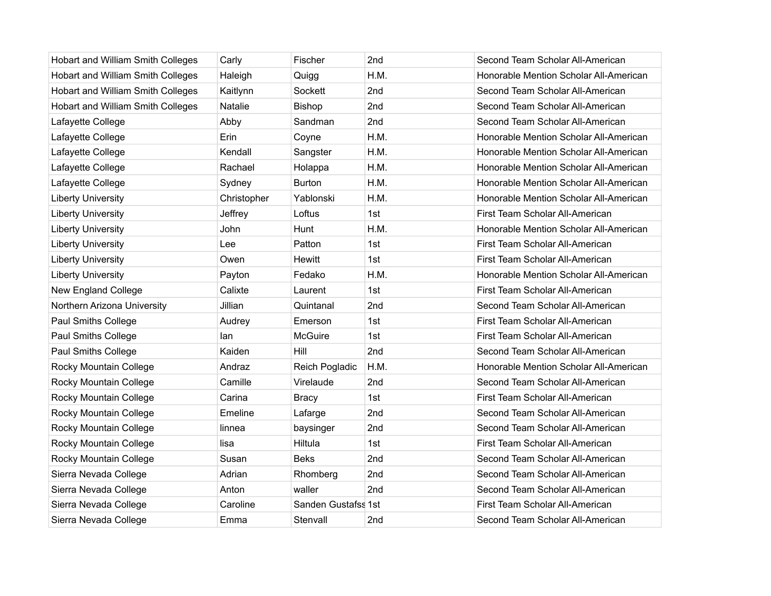| Hobart and William Smith Colleges | Carly | Fischer | 2nd | Second Team Scholar All-American |
|---|---|---|---|---|
| Hobart and William Smith Colleges | Haleigh | Quigg | H.M. | Honorable Mention Scholar All-American |
| Hobart and William Smith Colleges | Kaitlynn | Sockett | 2nd | Second Team Scholar All-American |
| Hobart and William Smith Colleges | Natalie | Bishop | 2nd | Second Team Scholar All-American |
| Lafayette College | Abby | Sandman | 2nd | Second Team Scholar All-American |
| Lafayette College | Erin | Coyne | H.M. | Honorable Mention Scholar All-American |
| Lafayette College | Kendall | Sangster | H.M. | Honorable Mention Scholar All-American |
| Lafayette College | Rachael | Holappa | H.M. | Honorable Mention Scholar All-American |
| Lafayette College | Sydney | Burton | H.M. | Honorable Mention Scholar All-American |
| Liberty University | Christopher | Yablonski | H.M. | Honorable Mention Scholar All-American |
| Liberty University | Jeffrey | Loftus | 1st | First Team Scholar All-American |
| Liberty University | John | Hunt | H.M. | Honorable Mention Scholar All-American |
| Liberty University | Lee | Patton | 1st | First Team Scholar All-American |
| Liberty University | Owen | Hewitt | 1st | First Team Scholar All-American |
| Liberty University | Payton | Fedako | H.M. | Honorable Mention Scholar All-American |
| New England College | Calixte | Laurent | 1st | First Team Scholar All-American |
| Northern Arizona University | Jillian | Quintanal | 2nd | Second Team Scholar All-American |
| Paul Smiths College | Audrey | Emerson | 1st | First Team Scholar All-American |
| Paul Smiths College | Ian | McGuire | 1st | First Team Scholar All-American |
| Paul Smiths College | Kaiden | Hill | 2nd | Second Team Scholar All-American |
| Rocky Mountain College | Andraz | Reich Pogladic | H.M. | Honorable Mention Scholar All-American |
| Rocky Mountain College | Camille | Virelaude | 2nd | Second Team Scholar All-American |
| Rocky Mountain College | Carina | Bracy | 1st | First Team Scholar All-American |
| Rocky Mountain College | Emeline | Lafarge | 2nd | Second Team Scholar All-American |
| Rocky Mountain College | linnea | baysinger | 2nd | Second Team Scholar All-American |
| Rocky Mountain College | lisa | Hiltula | 1st | First Team Scholar All-American |
| Rocky Mountain College | Susan | Beks | 2nd | Second Team Scholar All-American |
| Sierra Nevada College | Adrian | Rhomberg | 2nd | Second Team Scholar All-American |
| Sierra Nevada College | Anton | waller | 2nd | Second Team Scholar All-American |
| Sierra Nevada College | Caroline | Sanden Gustafss | 1st | First Team Scholar All-American |
| Sierra Nevada College | Emma | Stenvall | 2nd | Second Team Scholar All-American |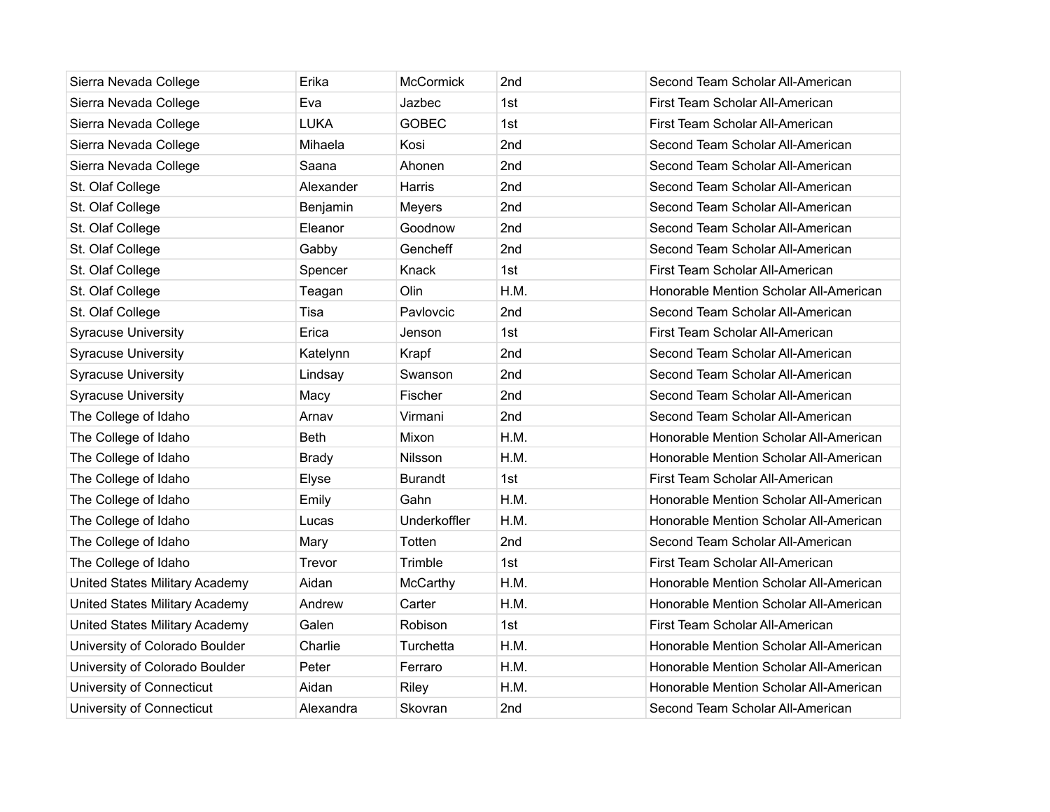| | | | | |
|---|---|---|---|---|
| Sierra Nevada College | Erika | McCormick | 2nd | Second Team Scholar All-American |
| Sierra Nevada College | Eva | Jazbec | 1st | First Team Scholar All-American |
| Sierra Nevada College | LUKA | GOBEC | 1st | First Team Scholar All-American |
| Sierra Nevada College | Mihaela | Kosi | 2nd | Second Team Scholar All-American |
| Sierra Nevada College | Saana | Ahonen | 2nd | Second Team Scholar All-American |
| St. Olaf College | Alexander | Harris | 2nd | Second Team Scholar All-American |
| St. Olaf College | Benjamin | Meyers | 2nd | Second Team Scholar All-American |
| St. Olaf College | Eleanor | Goodnow | 2nd | Second Team Scholar All-American |
| St. Olaf College | Gabby | Gencheff | 2nd | Second Team Scholar All-American |
| St. Olaf College | Spencer | Knack | 1st | First Team Scholar All-American |
| St. Olaf College | Teagan | Olin | H.M. | Honorable Mention Scholar All-American |
| St. Olaf College | Tisa | Pavlovcic | 2nd | Second Team Scholar All-American |
| Syracuse University | Erica | Jenson | 1st | First Team Scholar All-American |
| Syracuse University | Katelynn | Krapf | 2nd | Second Team Scholar All-American |
| Syracuse University | Lindsay | Swanson | 2nd | Second Team Scholar All-American |
| Syracuse University | Macy | Fischer | 2nd | Second Team Scholar All-American |
| The College of Idaho | Arnav | Virmani | 2nd | Second Team Scholar All-American |
| The College of Idaho | Beth | Mixon | H.M. | Honorable Mention Scholar All-American |
| The College of Idaho | Brady | Nilsson | H.M. | Honorable Mention Scholar All-American |
| The College of Idaho | Elyse | Burandt | 1st | First Team Scholar All-American |
| The College of Idaho | Emily | Gahn | H.M. | Honorable Mention Scholar All-American |
| The College of Idaho | Lucas | Underkoffler | H.M. | Honorable Mention Scholar All-American |
| The College of Idaho | Mary | Totten | 2nd | Second Team Scholar All-American |
| The College of Idaho | Trevor | Trimble | 1st | First Team Scholar All-American |
| United States Military Academy | Aidan | McCarthy | H.M. | Honorable Mention Scholar All-American |
| United States Military Academy | Andrew | Carter | H.M. | Honorable Mention Scholar All-American |
| United States Military Academy | Galen | Robison | 1st | First Team Scholar All-American |
| University of Colorado Boulder | Charlie | Turchetta | H.M. | Honorable Mention Scholar All-American |
| University of Colorado Boulder | Peter | Ferraro | H.M. | Honorable Mention Scholar All-American |
| University of Connecticut | Aidan | Riley | H.M. | Honorable Mention Scholar All-American |
| University of Connecticut | Alexandra | Skovran | 2nd | Second Team Scholar All-American |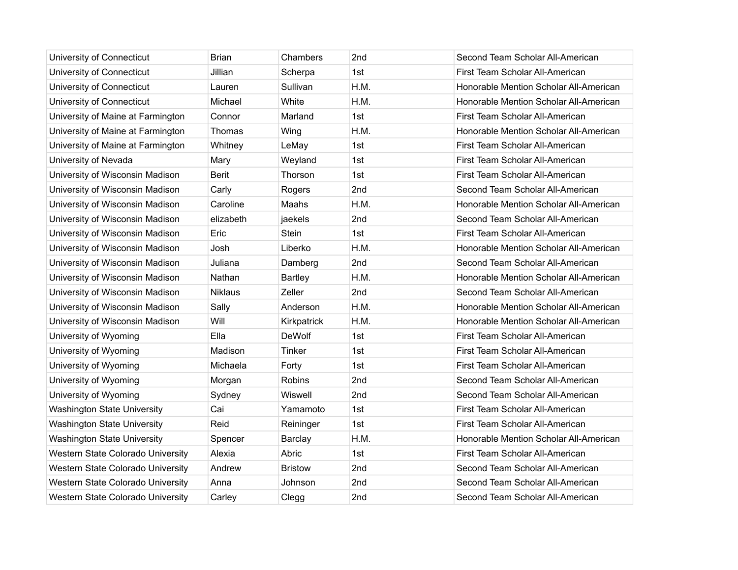| | | | | |
|---|---|---|---|---|
| University of Connecticut | Brian | Chambers | 2nd | Second Team Scholar All-American |
| University of Connecticut | Jillian | Scherpa | 1st | First Team Scholar All-American |
| University of Connecticut | Lauren | Sullivan | H.M. | Honorable Mention Scholar All-American |
| University of Connecticut | Michael | White | H.M. | Honorable Mention Scholar All-American |
| University of Maine at Farmington | Connor | Marland | 1st | First Team Scholar All-American |
| University of Maine at Farmington | Thomas | Wing | H.M. | Honorable Mention Scholar All-American |
| University of Maine at Farmington | Whitney | LeMay | 1st | First Team Scholar All-American |
| University of Nevada | Mary | Weyland | 1st | First Team Scholar All-American |
| University of Wisconsin Madison | Berit | Thorson | 1st | First Team Scholar All-American |
| University of Wisconsin Madison | Carly | Rogers | 2nd | Second Team Scholar All-American |
| University of Wisconsin Madison | Caroline | Maahs | H.M. | Honorable Mention Scholar All-American |
| University of Wisconsin Madison | elizabeth | jaekels | 2nd | Second Team Scholar All-American |
| University of Wisconsin Madison | Eric | Stein | 1st | First Team Scholar All-American |
| University of Wisconsin Madison | Josh | Liberko | H.M. | Honorable Mention Scholar All-American |
| University of Wisconsin Madison | Juliana | Damberg | 2nd | Second Team Scholar All-American |
| University of Wisconsin Madison | Nathan | Bartley | H.M. | Honorable Mention Scholar All-American |
| University of Wisconsin Madison | Niklaus | Zeller | 2nd | Second Team Scholar All-American |
| University of Wisconsin Madison | Sally | Anderson | H.M. | Honorable Mention Scholar All-American |
| University of Wisconsin Madison | Will | Kirkpatrick | H.M. | Honorable Mention Scholar All-American |
| University of Wyoming | Ella | DeWolf | 1st | First Team Scholar All-American |
| University of Wyoming | Madison | Tinker | 1st | First Team Scholar All-American |
| University of Wyoming | Michaela | Forty | 1st | First Team Scholar All-American |
| University of Wyoming | Morgan | Robins | 2nd | Second Team Scholar All-American |
| University of Wyoming | Sydney | Wiswell | 2nd | Second Team Scholar All-American |
| Washington State University | Cai | Yamamoto | 1st | First Team Scholar All-American |
| Washington State University | Reid | Reininger | 1st | First Team Scholar All-American |
| Washington State University | Spencer | Barclay | H.M. | Honorable Mention Scholar All-American |
| Western State Colorado University | Alexia | Abric | 1st | First Team Scholar All-American |
| Western State Colorado University | Andrew | Bristow | 2nd | Second Team Scholar All-American |
| Western State Colorado University | Anna | Johnson | 2nd | Second Team Scholar All-American |
| Western State Colorado University | Carley | Clegg | 2nd | Second Team Scholar All-American |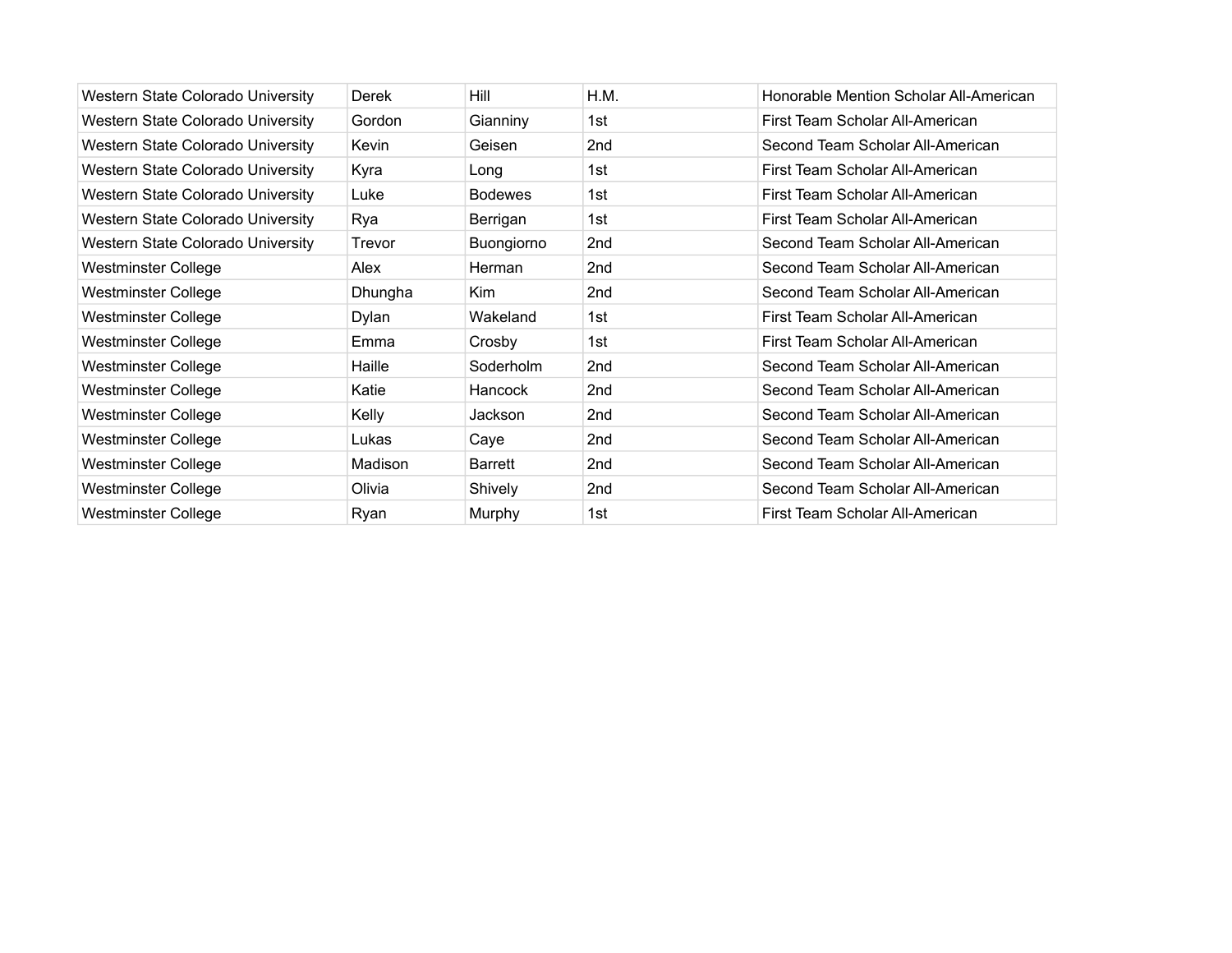| | | | | |
|---|---|---|---|---|
| Western State Colorado University | Derek | Hill | H.M. | Honorable Mention Scholar All-American |
| Western State Colorado University | Gordon | Gianniny | 1st | First Team Scholar All-American |
| Western State Colorado University | Kevin | Geisen | 2nd | Second Team Scholar All-American |
| Western State Colorado University | Kyra | Long | 1st | First Team Scholar All-American |
| Western State Colorado University | Luke | Bodewes | 1st | First Team Scholar All-American |
| Western State Colorado University | Rya | Berrigan | 1st | First Team Scholar All-American |
| Western State Colorado University | Trevor | Buongiorno | 2nd | Second Team Scholar All-American |
| Westminster College | Alex | Herman | 2nd | Second Team Scholar All-American |
| Westminster College | Dhungha | Kim | 2nd | Second Team Scholar All-American |
| Westminster College | Dylan | Wakeland | 1st | First Team Scholar All-American |
| Westminster College | Emma | Crosby | 1st | First Team Scholar All-American |
| Westminster College | Haille | Soderholm | 2nd | Second Team Scholar All-American |
| Westminster College | Katie | Hancock | 2nd | Second Team Scholar All-American |
| Westminster College | Kelly | Jackson | 2nd | Second Team Scholar All-American |
| Westminster College | Lukas | Caye | 2nd | Second Team Scholar All-American |
| Westminster College | Madison | Barrett | 2nd | Second Team Scholar All-American |
| Westminster College | Olivia | Shively | 2nd | Second Team Scholar All-American |
| Westminster College | Ryan | Murphy | 1st | First Team Scholar All-American |